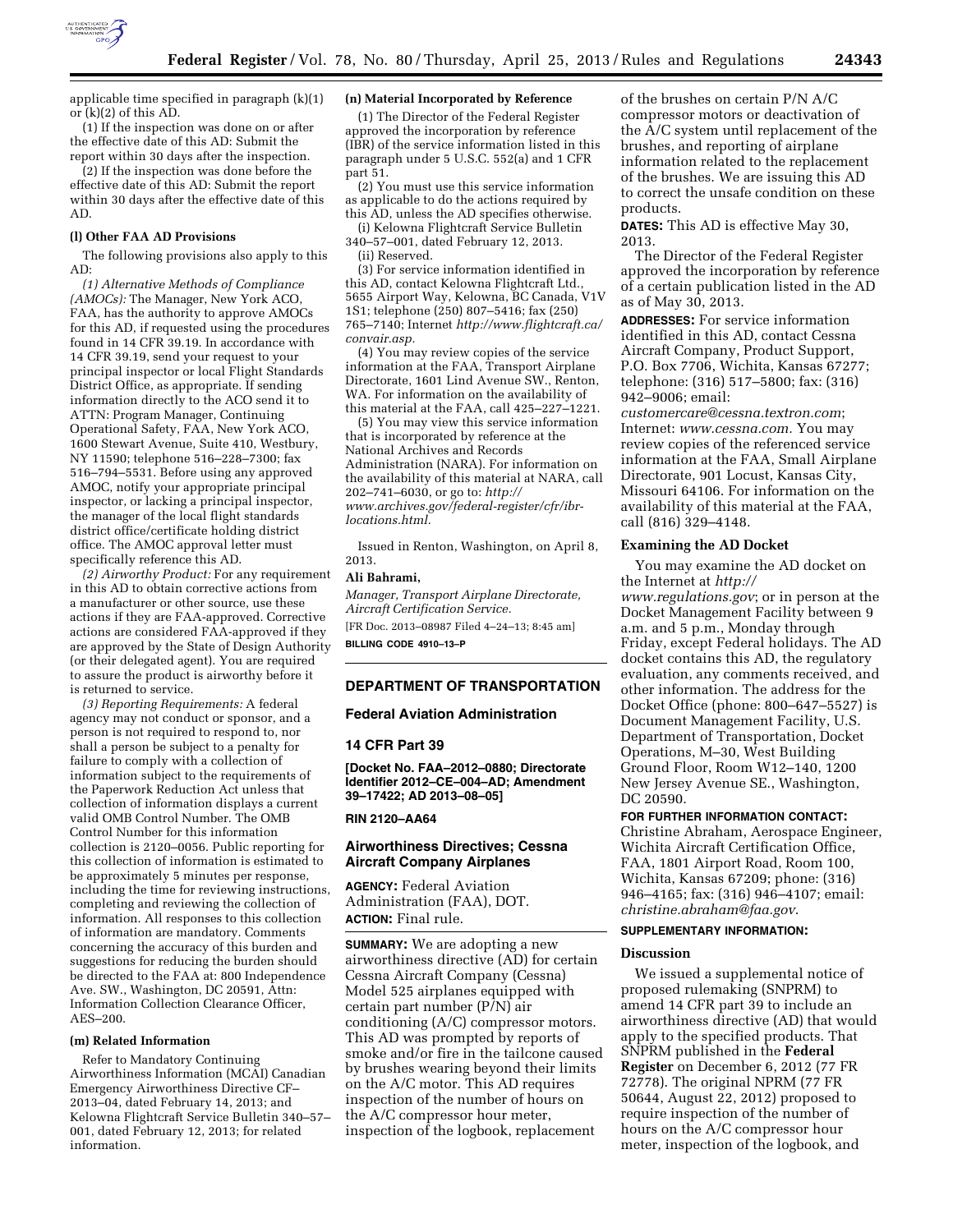applicable time specified in paragraph (k)(1) or (k)(2) of this AD.

(1) If the inspection was done on or after the effective date of this AD: Submit the report within 30 days after the inspection.

(2) If the inspection was done before the effective date of this AD: Submit the report within 30 days after the effective date of this AD.

**(l) Other FAA AD Provisions**

The following provisions also apply to this AD:

*(1) Alternative Methods of Compliance (AMOCs):* The Manager, New York ACO, FAA, has the authority to approve AMOCs for this AD, if requested using the procedures found in 14 CFR 39.19. In accordance with 14 CFR 39.19, send your request to your principal inspector or local Flight Standards District Office, as appropriate. If sending information directly to the ACO send it to ATTN: Program Manager, Continuing Operational Safety, FAA, New York ACO, 1600 Stewart Avenue, Suite 410, Westbury, NY 11590; telephone 516–228–7300; fax 516–794–5531. Before using any approved AMOC, notify your appropriate principal inspector, or lacking a principal inspector, the manager of the local flight standards district office/certificate holding district office. The AMOC approval letter must specifically reference this AD.

*(2) Airworthy Product:* For any requirement in this AD to obtain corrective actions from a manufacturer or other source, use these actions if they are FAA-approved. Corrective actions are considered FAA-approved if they are approved by the State of Design Authority (or their delegated agent). You are required to assure the product is airworthy before it is returned to service.

*(3) Reporting Requirements:* A federal agency may not conduct or sponsor, and a person is not required to respond to, nor shall a person be subject to a penalty for failure to comply with a collection of information subject to the requirements of the Paperwork Reduction Act unless that collection of information displays a current valid OMB Control Number. The OMB Control Number for this information collection is 2120–0056. Public reporting for this collection of information is estimated to be approximately 5 minutes per response, including the time for reviewing instructions, completing and reviewing the collection of information. All responses to this collection of information are mandatory. Comments concerning the accuracy of this burden and suggestions for reducing the burden should be directed to the FAA at: 800 Independence Ave. SW., Washington, DC 20591, Attn: Information Collection Clearance Officer, AES–200.

**(m) Related Information**

Refer to Mandatory Continuing Airworthiness Information (MCAI) Canadian Emergency Airworthiness Directive CF–2013–04, dated February 14, 2013; and Kelowna Flightcraft Service Bulletin 340–57–001, dated February 12, 2013; for related information.

**(n) Material Incorporated by Reference**

(1) The Director of the Federal Register approved the incorporation by reference (IBR) of the service information listed in this paragraph under 5 U.S.C. 552(a) and 1 CFR part 51.

(2) You must use this service information as applicable to do the actions required by this AD, unless the AD specifies otherwise.

(i) Kelowna Flightcraft Service Bulletin 340–57–001, dated February 12, 2013.

(ii) Reserved.

(3) For service information identified in this AD, contact Kelowna Flightcraft Ltd., 5655 Airport Way, Kelowna, BC Canada, V1V 1S1; telephone (250) 807–5416; fax (250) 765–7140; Internet *http://www.flightcraft.ca/convair.asp.*

(4) You may review copies of the service information at the FAA, Transport Airplane Directorate, 1601 Lind Avenue SW., Renton, WA. For information on the availability of this material at the FAA, call 425–227–1221.

(5) You may view this service information that is incorporated by reference at the National Archives and Records Administration (NARA). For information on the availability of this material at NARA, call 202–741–6030, or go to: *http://www.archives.gov/federal-register/cfr/ibr-locations.html.*

Issued in Renton, Washington, on April 8, 2013.

**Ali Bahrami,**

*Manager, Transport Airplane Directorate, Aircraft Certification Service.*

[FR Doc. 2013–08987 Filed 4–24–13; 8:45 am]

**BILLING CODE 4910–13–P**

---

## DEPARTMENT OF TRANSPORTATION

## Federal Aviation Administration

## 14 CFR Part 39

**[Docket No. FAA–2012–0880; Directorate Identifier 2012–CE–004–AD; Amendment 39–17422; AD 2013–08–05]**

**RIN 2120–AA64**

## Airworthiness Directives; Cessna Aircraft Company Airplanes

**AGENCY:** Federal Aviation Administration (FAA), DOT.

**ACTION:** Final rule.

**SUMMARY:** We are adopting a new airworthiness directive (AD) for certain Cessna Aircraft Company (Cessna) Model 525 airplanes equipped with certain part number (P/N) air conditioning (A/C) compressor motors. This AD was prompted by reports of smoke and/or fire in the tailcone caused by brushes wearing beyond their limits on the A/C motor. This AD requires inspection of the number of hours on the A/C compressor hour meter, inspection of the logbook, replacement of the brushes on certain P/N A/C compressor motors or deactivation of the A/C system until replacement of the brushes, and reporting of airplane information related to the replacement of the brushes. We are issuing this AD to correct the unsafe condition on these products.

**DATES:** This AD is effective May 30, 2013.

The Director of the Federal Register approved the incorporation by reference of a certain publication listed in the AD as of May 30, 2013.

**ADDRESSES:** For service information identified in this AD, contact Cessna Aircraft Company, Product Support, P.O. Box 7706, Wichita, Kansas 67277; telephone: (316) 517–5800; fax: (316) 942–9006; email: *customercare@cessna.textron.com*; Internet: *www.cessna.com.* You may review copies of the referenced service information at the FAA, Small Airplane Directorate, 901 Locust, Kansas City, Missouri 64106. For information on the availability of this material at the FAA, call (816) 329–4148.

**Examining the AD Docket**

You may examine the AD docket on the Internet at *http://www.regulations.gov*; or in person at the Docket Management Facility between 9 a.m. and 5 p.m., Monday through Friday, except Federal holidays. The AD docket contains this AD, the regulatory evaluation, any comments received, and other information. The address for the Docket Office (phone: 800–647–5527) is Document Management Facility, U.S. Department of Transportation, Docket Operations, M–30, West Building Ground Floor, Room W12–140, 1200 New Jersey Avenue SE., Washington, DC 20590.

**FOR FURTHER INFORMATION CONTACT:** Christine Abraham, Aerospace Engineer, Wichita Aircraft Certification Office, FAA, 1801 Airport Road, Room 100, Wichita, Kansas 67209; phone: (316) 946–4165; fax: (316) 946–4107; email: *christine.abraham@faa.gov.*

**SUPPLEMENTARY INFORMATION:**

**Discussion**

We issued a supplemental notice of proposed rulemaking (SNPRM) to amend 14 CFR part 39 to include an airworthiness directive (AD) that would apply to the specified products. That SNPRM published in the **Federal Register** on December 6, 2012 (77 FR 72778). The original NPRM (77 FR 50644, August 22, 2012) proposed to require inspection of the number of hours on the A/C compressor hour meter, inspection of the logbook, and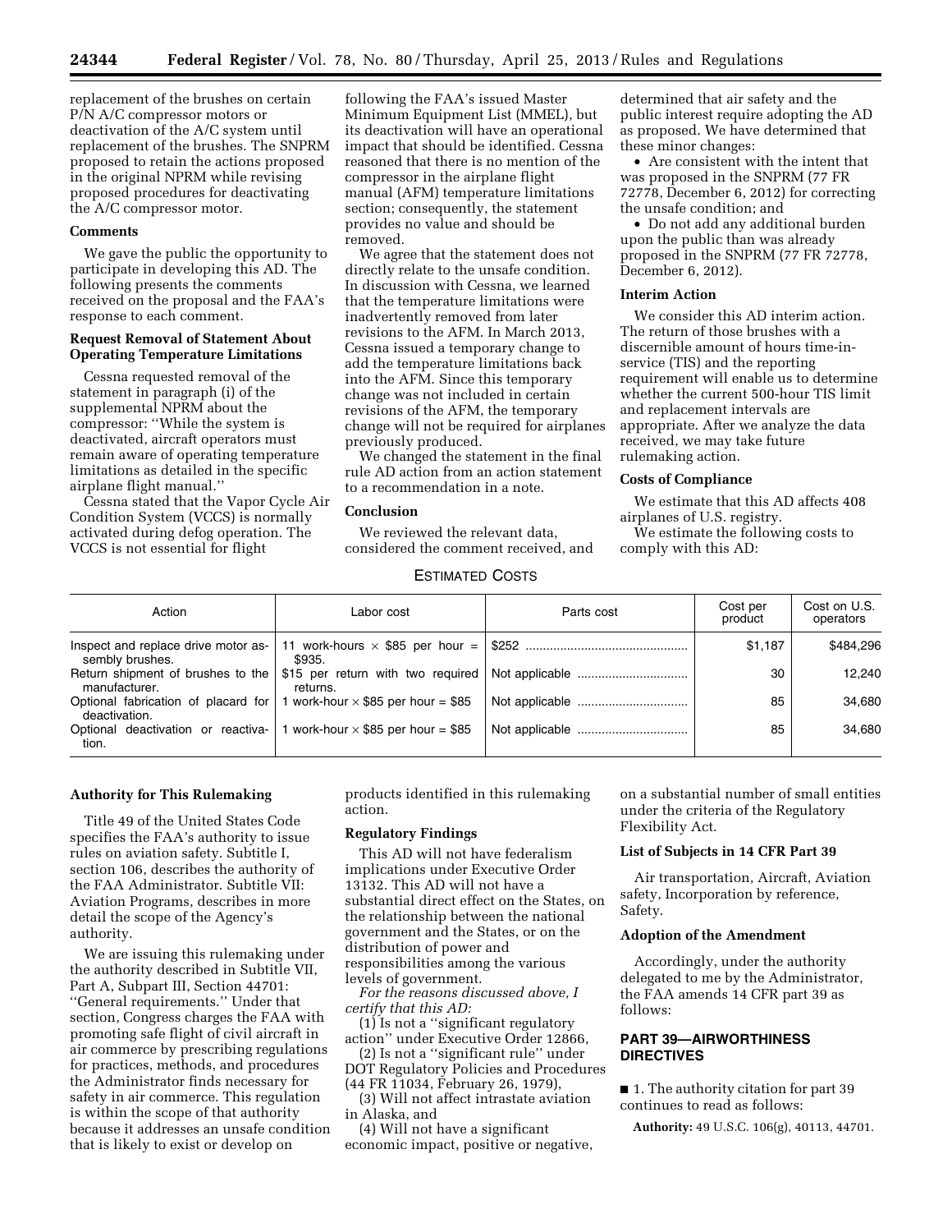replacement of the brushes on certain P/N A/C compressor motors or deactivation of the A/C system until replacement of the brushes. The SNPRM proposed to retain the actions proposed in the original NPRM while revising proposed procedures for deactivating the A/C compressor motor.

### Comments

We gave the public the opportunity to participate in developing this AD. The following presents the comments received on the proposal and the FAA's response to each comment.

### Request Removal of Statement About Operating Temperature Limitations

Cessna requested removal of the statement in paragraph (i) of the supplemental NPRM about the compressor: ''While the system is deactivated, aircraft operators must remain aware of operating temperature limitations as detailed in the specific airplane flight manual.''

Cessna stated that the Vapor Cycle Air Condition System (VCCS) is normally activated during defog operation. The VCCS is not essential for flight following the FAA's issued Master Minimum Equipment List (MMEL), but its deactivation will have an operational impact that should be identified. Cessna reasoned that there is no mention of the compressor in the airplane flight manual (AFM) temperature limitations section; consequently, the statement provides no value and should be removed.

We agree that the statement does not directly relate to the unsafe condition. In discussion with Cessna, we learned that the temperature limitations were inadvertently removed from later revisions to the AFM. In March 2013, Cessna issued a temporary change to add the temperature limitations back into the AFM. Since this temporary change was not included in certain revisions of the AFM, the temporary change will not be required for airplanes previously produced.

We changed the statement in the final rule AD action from an action statement to a recommendation in a note.

### Conclusion

We reviewed the relevant data, considered the comment received, and determined that air safety and the public interest require adopting the AD as proposed. We have determined that these minor changes:

- Are consistent with the intent that was proposed in the SNPRM (77 FR 72778, December 6, 2012) for correcting the unsafe condition; and
- Do not add any additional burden upon the public than was already proposed in the SNPRM (77 FR 72778, December 6, 2012).

### Interim Action

We consider this AD interim action. The return of those brushes with a discernible amount of hours time-in-service (TIS) and the reporting requirement will enable us to determine whether the current 500-hour TIS limit and replacement intervals are appropriate. After we analyze the data received, we may take future rulemaking action.

### Costs of Compliance

We estimate that this AD affects 408 airplanes of U.S. registry.

We estimate the following costs to comply with this AD:

ESTIMATED COSTS

| Action | Labor cost | Parts cost | Cost per product | Cost on U.S. operators |
|---|---|---|---|---|
| Inspect and replace drive motor assembly brushes. | 11 work-hours × $85 per hour = $935. | $252 | $1,187 | $484,296 |
| Return shipment of brushes to the manufacturer. | $15 per return with two required returns. | Not applicable | 30 | 12,240 |
| Optional fabrication of placard for deactivation. | 1 work-hour × $85 per hour = $85 | Not applicable | 85 | 34,680 |
| Optional deactivation or reactivation. | 1 work-hour × $85 per hour = $85 | Not applicable | 85 | 34,680 |

### Authority for This Rulemaking

Title 49 of the United States Code specifies the FAA's authority to issue rules on aviation safety. Subtitle I, section 106, describes the authority of the FAA Administrator. Subtitle VII: Aviation Programs, describes in more detail the scope of the Agency's authority.

We are issuing this rulemaking under the authority described in Subtitle VII, Part A, Subpart III, Section 44701: ''General requirements.'' Under that section, Congress charges the FAA with promoting safe flight of civil aircraft in air commerce by prescribing regulations for practices, methods, and procedures the Administrator finds necessary for safety in air commerce. This regulation is within the scope of that authority because it addresses an unsafe condition that is likely to exist or develop on products identified in this rulemaking action.

### Regulatory Findings

This AD will not have federalism implications under Executive Order 13132. This AD will not have a substantial direct effect on the States, on the relationship between the national government and the States, or on the distribution of power and responsibilities among the various levels of government.

*For the reasons discussed above, I certify that this AD:*

(1) Is not a ''significant regulatory action'' under Executive Order 12866,

(2) Is not a ''significant rule'' under DOT Regulatory Policies and Procedures (44 FR 11034, February 26, 1979),

(3) Will not affect intrastate aviation in Alaska, and

(4) Will not have a significant economic impact, positive or negative, on a substantial number of small entities under the criteria of the Regulatory Flexibility Act.

### List of Subjects in 14 CFR Part 39

Air transportation, Aircraft, Aviation safety, Incorporation by reference, Safety.

### Adoption of the Amendment

Accordingly, under the authority delegated to me by the Administrator, the FAA amends 14 CFR part 39 as follows:

## PART 39—AIRWORTHINESS DIRECTIVES

■ 1. The authority citation for part 39 continues to read as follows:

**Authority:** 49 U.S.C. 106(g), 40113, 44701.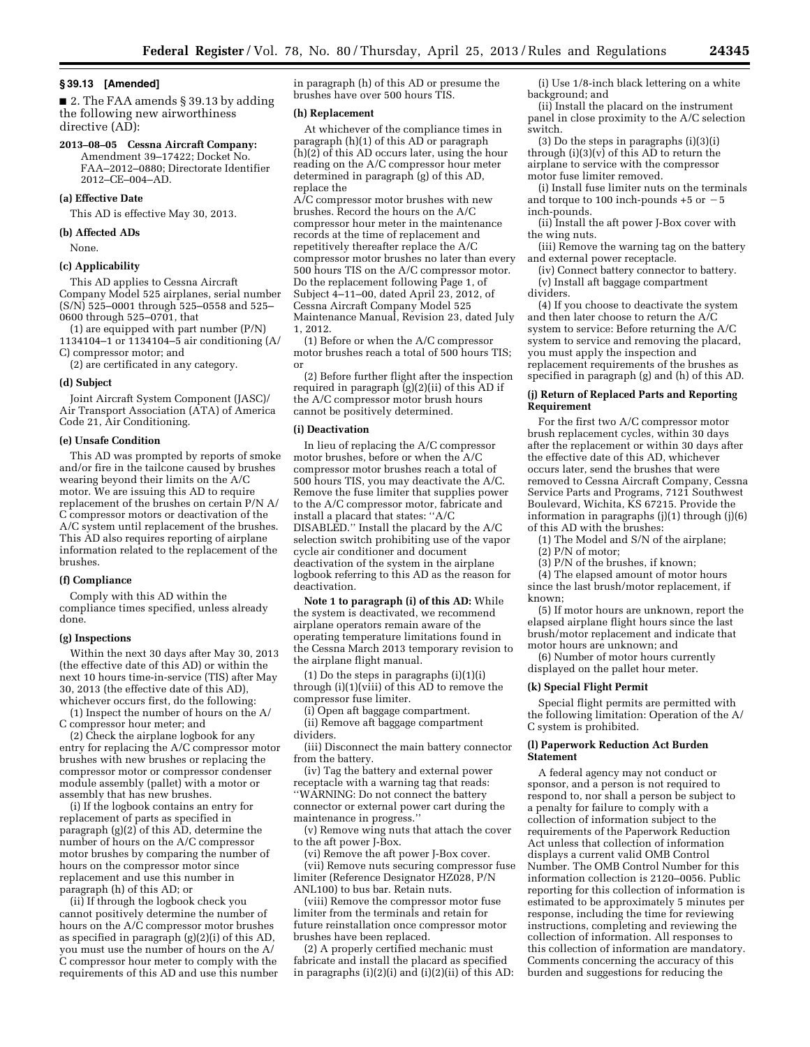## § 39.13 [Amended]

■ 2. The FAA amends § 39.13 by adding the following new airworthiness directive (AD):

**2013–08–05 Cessna Aircraft Company:** Amendment 39–17422; Docket No. FAA–2012–0880; Directorate Identifier 2012–CE–004–AD.

### (a) Effective Date

This AD is effective May 30, 2013.

### (b) Affected ADs

None.

### (c) Applicability

This AD applies to Cessna Aircraft Company Model 525 airplanes, serial number (S/N) 525–0001 through 525–0558 and 525–0600 through 525–0701, that

(1) are equipped with part number (P/N) 1134104–1 or 1134104–5 air conditioning (A/C) compressor motor; and

(2) are certificated in any category.

### (d) Subject

Joint Aircraft System Component (JASC)/Air Transport Association (ATA) of America Code 21, Air Conditioning.

### (e) Unsafe Condition

This AD was prompted by reports of smoke and/or fire in the tailcone caused by brushes wearing beyond their limits on the A/C motor. We are issuing this AD to require replacement of the brushes on certain P/N A/C compressor motors or deactivation of the A/C system until replacement of the brushes. This AD also requires reporting of airplane information related to the replacement of the brushes.

### (f) Compliance

Comply with this AD within the compliance times specified, unless already done.

### (g) Inspections

Within the next 30 days after May 30, 2013 (the effective date of this AD) or within the next 10 hours time-in-service (TIS) after May 30, 2013 (the effective date of this AD), whichever occurs first, do the following:

(1) Inspect the number of hours on the A/C compressor hour meter; and

(2) Check the airplane logbook for any entry for replacing the A/C compressor motor brushes with new brushes or replacing the compressor motor or compressor condenser module assembly (pallet) with a motor or assembly that has new brushes.

(i) If the logbook contains an entry for replacement of parts as specified in paragraph (g)(2) of this AD, determine the number of hours on the A/C compressor motor brushes by comparing the number of hours on the compressor motor since replacement and use this number in paragraph (h) of this AD; or

(ii) If through the logbook check you cannot positively determine the number of hours on the A/C compressor motor brushes as specified in paragraph (g)(2)(i) of this AD, you must use the number of hours on the A/C compressor hour meter to comply with the requirements of this AD and use this number in paragraph (h) of this AD or presume the brushes have over 500 hours TIS.

### (h) Replacement

At whichever of the compliance times in paragraph (h)(1) of this AD or paragraph (h)(2) of this AD occurs later, using the hour reading on the A/C compressor hour meter determined in paragraph (g) of this AD, replace the A/C compressor motor brushes with new brushes. Record the hours on the A/C compressor hour meter in the maintenance records at the time of replacement and repetitively thereafter replace the A/C compressor motor brushes no later than every 500 hours TIS on the A/C compressor motor. Do the replacement following Page 1, of Subject 4–11–00, dated April 23, 2012, of Cessna Aircraft Company Model 525 Maintenance Manual, Revision 23, dated July 1, 2012.

(1) Before or when the A/C compressor motor brushes reach a total of 500 hours TIS; or

(2) Before further flight after the inspection required in paragraph (g)(2)(ii) of this AD if the A/C compressor motor brush hours cannot be positively determined.

### (i) Deactivation

In lieu of replacing the A/C compressor motor brushes, before or when the A/C compressor motor brushes reach a total of 500 hours TIS, you may deactivate the A/C. Remove the fuse limiter that supplies power to the A/C compressor motor, fabricate and install a placard that states: ''A/C DISABLED.'' Install the placard by the A/C selection switch prohibiting use of the vapor cycle air conditioner and document deactivation of the system in the airplane logbook referring to this AD as the reason for deactivation.

**Note 1 to paragraph (i) of this AD:** While the system is deactivated, we recommend airplane operators remain aware of the operating temperature limitations found in the Cessna March 2013 temporary revision to the airplane flight manual.

(1) Do the steps in paragraphs (i)(1)(i) through (i)(1)(viii) of this AD to remove the compressor fuse limiter.

(i) Open aft baggage compartment.

(ii) Remove aft baggage compartment dividers.

(iii) Disconnect the main battery connector from the battery.

(iv) Tag the battery and external power receptacle with a warning tag that reads: ''WARNING: Do not connect the battery connector or external power cart during the maintenance in progress.''

(v) Remove wing nuts that attach the cover to the aft power J-Box.

(vi) Remove the aft power J-Box cover.

(vii) Remove nuts securing compressor fuse limiter (Reference Designator HZ028, P/N ANL100) to bus bar. Retain nuts.

(viii) Remove the compressor motor fuse limiter from the terminals and retain for future reinstallation once compressor motor brushes have been replaced.

(2) A properly certified mechanic must fabricate and install the placard as specified in paragraphs (i)(2)(i) and (i)(2)(ii) of this AD:

(i) Use 1/8-inch black lettering on a white background; and

(ii) Install the placard on the instrument panel in close proximity to the A/C selection switch.

(3) Do the steps in paragraphs (i)(3)(i) through (i)(3)(v) of this AD to return the airplane to service with the compressor motor fuse limiter removed.

(i) Install fuse limiter nuts on the terminals and torque to 100 inch-pounds +5 or −5 inch-pounds.

(ii) Install the aft power J-Box cover with the wing nuts.

(iii) Remove the warning tag on the battery and external power receptacle.

(iv) Connect battery connector to battery.

(v) Install aft baggage compartment dividers.

(4) If you choose to deactivate the system and then later choose to return the A/C system to service: Before returning the A/C system to service and removing the placard, you must apply the inspection and replacement requirements of the brushes as specified in paragraph (g) and (h) of this AD.

### (j) Return of Replaced Parts and Reporting Requirement

For the first two A/C compressor motor brush replacement cycles, within 30 days after the replacement or within 30 days after the effective date of this AD, whichever occurs later, send the brushes that were removed to Cessna Aircraft Company, Cessna Service Parts and Programs, 7121 Southwest Boulevard, Wichita, KS 67215. Provide the information in paragraphs (j)(1) through (j)(6) of this AD with the brushes:

(1) The Model and S/N of the airplane;

(2) P/N of motor;

(3) P/N of the brushes, if known;

(4) The elapsed amount of motor hours since the last brush/motor replacement, if known;

(5) If motor hours are unknown, report the elapsed airplane flight hours since the last brush/motor replacement and indicate that motor hours are unknown; and

(6) Number of motor hours currently displayed on the pallet hour meter.

### (k) Special Flight Permit

Special flight permits are permitted with the following limitation: Operation of the A/C system is prohibited.

### (l) Paperwork Reduction Act Burden Statement

A federal agency may not conduct or sponsor, and a person is not required to respond to, nor shall a person be subject to a penalty for failure to comply with a collection of information subject to the requirements of the Paperwork Reduction Act unless that collection of information displays a current valid OMB Control Number. The OMB Control Number for this information collection is 2120–0056. Public reporting for this collection of information is estimated to be approximately 5 minutes per response, including the time for reviewing instructions, completing and reviewing the collection of information. All responses to this collection of information are mandatory. Comments concerning the accuracy of this burden and suggestions for reducing the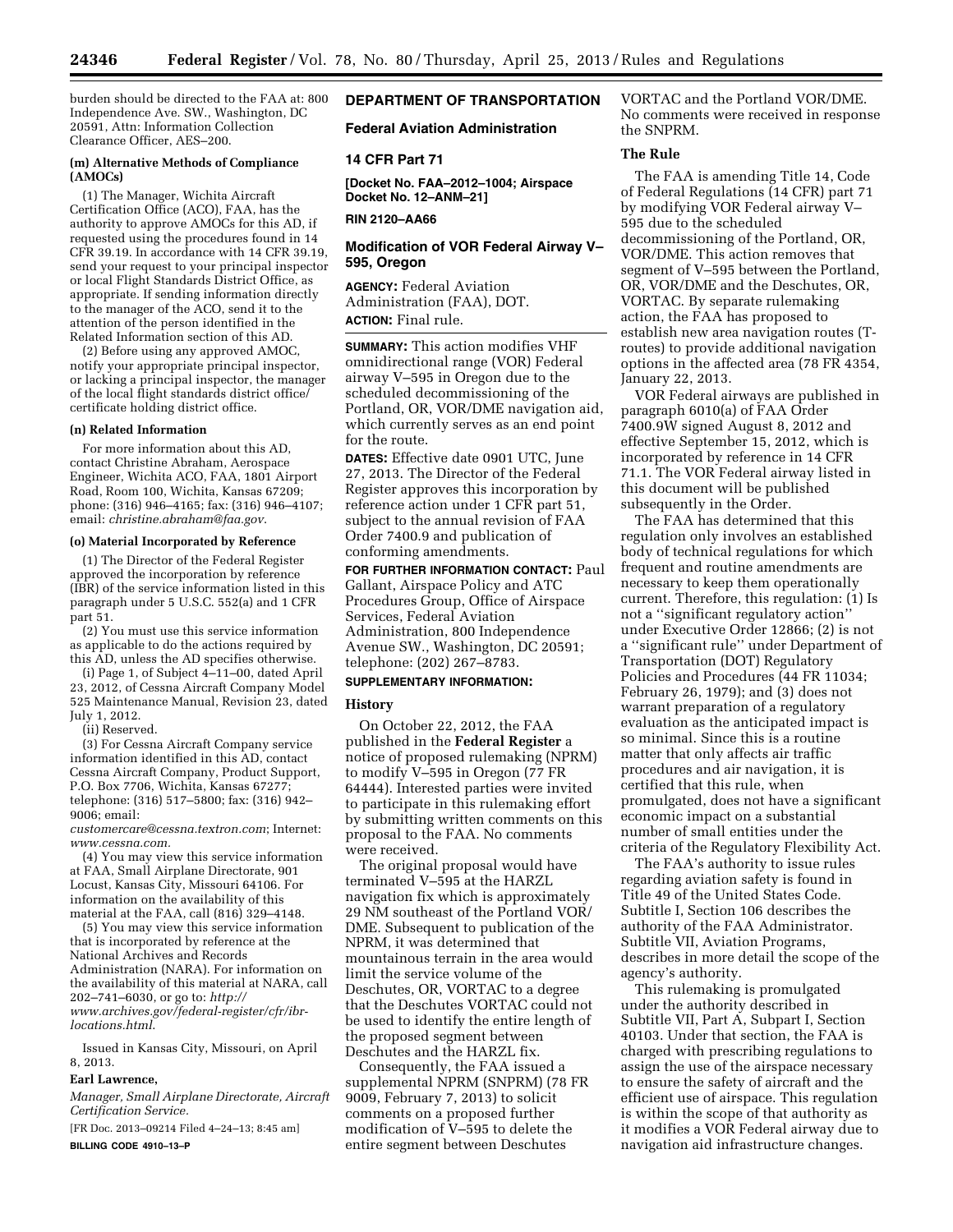burden should be directed to the FAA at: 800 Independence Ave. SW., Washington, DC 20591, Attn: Information Collection Clearance Officer, AES–200.

**(m) Alternative Methods of Compliance (AMOCs)**

(1) The Manager, Wichita Aircraft Certification Office (ACO), FAA, has the authority to approve AMOCs for this AD, if requested using the procedures found in 14 CFR 39.19. In accordance with 14 CFR 39.19, send your request to your principal inspector or local Flight Standards District Office, as appropriate. If sending information directly to the manager of the ACO, send it to the attention of the person identified in the Related Information section of this AD.

(2) Before using any approved AMOC, notify your appropriate principal inspector, or lacking a principal inspector, the manager of the local flight standards district office/certificate holding district office.

**(n) Related Information**

For more information about this AD, contact Christine Abraham, Aerospace Engineer, Wichita ACO, FAA, 1801 Airport Road, Room 100, Wichita, Kansas 67209; phone: (316) 946–4165; fax: (316) 946–4107; email: *christine.abraham@faa.gov*.

**(o) Material Incorporated by Reference**

(1) The Director of the Federal Register approved the incorporation by reference (IBR) of the service information listed in this paragraph under 5 U.S.C. 552(a) and 1 CFR part 51.

(2) You must use this service information as applicable to do the actions required by this AD, unless the AD specifies otherwise.

(i) Page 1, of Subject 4–11–00, dated April 23, 2012, of Cessna Aircraft Company Model 525 Maintenance Manual, Revision 23, dated July 1, 2012.

(ii) Reserved.

(3) For Cessna Aircraft Company service information identified in this AD, contact Cessna Aircraft Company, Product Support, P.O. Box 7706, Wichita, Kansas 67277; telephone: (316) 517–5800; fax: (316) 942–9006; email: *customercare@cessna.textron.com*; Internet: *www.cessna.com*.

(4) You may view this service information at FAA, Small Airplane Directorate, 901 Locust, Kansas City, Missouri 64106. For information on the availability of this material at the FAA, call (816) 329–4148.

(5) You may view this service information that is incorporated by reference at the National Archives and Records Administration (NARA). For information on the availability of this material at NARA, call 202–741–6030, or go to: *http://www.archives.gov/federal-register/cfr/ibr-locations.html*.

Issued in Kansas City, Missouri, on April 8, 2013.

**Earl Lawrence,**

*Manager, Small Airplane Directorate, Aircraft Certification Service.*

[FR Doc. 2013–09214 Filed 4–24–13; 8:45 am]

**BILLING CODE 4910–13–P**

## DEPARTMENT OF TRANSPORTATION

### Federal Aviation Administration

### 14 CFR Part 71

**[Docket No. FAA–2012–1004; Airspace Docket No. 12–ANM–21]**

**RIN 2120–AA66**

### Modification of VOR Federal Airway V–595, Oregon

**AGENCY:** Federal Aviation Administration (FAA), DOT.

**ACTION:** Final rule.

**SUMMARY:** This action modifies VHF omnidirectional range (VOR) Federal airway V–595 in Oregon due to the scheduled decommissioning of the Portland, OR, VOR/DME navigation aid, which currently serves as an end point for the route.

**DATES:** Effective date 0901 UTC, June 27, 2013. The Director of the Federal Register approves this incorporation by reference action under 1 CFR part 51, subject to the annual revision of FAA Order 7400.9 and publication of conforming amendments.

**FOR FURTHER INFORMATION CONTACT:** Paul Gallant, Airspace Policy and ATC Procedures Group, Office of Airspace Services, Federal Aviation Administration, 800 Independence Avenue SW., Washington, DC 20591; telephone: (202) 267–8783.

**SUPPLEMENTARY INFORMATION:**

#### History

On October 22, 2012, the FAA published in the **Federal Register** a notice of proposed rulemaking (NPRM) to modify V–595 in Oregon (77 FR 64444). Interested parties were invited to participate in this rulemaking effort by submitting written comments on this proposal to the FAA. No comments were received.

The original proposal would have terminated V–595 at the HARZL navigation fix which is approximately 29 NM southeast of the Portland VOR/DME. Subsequent to publication of the NPRM, it was determined that mountainous terrain in the area would limit the service volume of the Deschutes, OR, VORTAC to a degree that the Deschutes VORTAC could not be used to identify the entire length of the proposed segment between Deschutes and the HARZL fix.

Consequently, the FAA issued a supplemental NPRM (SNPRM) (78 FR 9009, February 7, 2013) to solicit comments on a proposed further modification of V–595 to delete the entire segment between Deschutes VORTAC and the Portland VOR/DME. No comments were received in response the SNPRM.

#### The Rule

The FAA is amending Title 14, Code of Federal Regulations (14 CFR) part 71 by modifying VOR Federal airway V–595 due to the scheduled decommissioning of the Portland, OR, VOR/DME. This action removes that segment of V–595 between the Portland, OR, VOR/DME and the Deschutes, OR, VORTAC. By separate rulemaking action, the FAA has proposed to establish new area navigation routes (T-routes) to provide additional navigation options in the affected area (78 FR 4354, January 22, 2013.

VOR Federal airways are published in paragraph 6010(a) of FAA Order 7400.9W signed August 8, 2012 and effective September 15, 2012, which is incorporated by reference in 14 CFR 71.1. The VOR Federal airway listed in this document will be published subsequently in the Order.

The FAA has determined that this regulation only involves an established body of technical regulations for which frequent and routine amendments are necessary to keep them operationally current. Therefore, this regulation: (1) Is not a ''significant regulatory action'' under Executive Order 12866; (2) is not a ''significant rule'' under Department of Transportation (DOT) Regulatory Policies and Procedures (44 FR 11034; February 26, 1979); and (3) does not warrant preparation of a regulatory evaluation as the anticipated impact is so minimal. Since this is a routine matter that only affects air traffic procedures and air navigation, it is certified that this rule, when promulgated, does not have a significant economic impact on a substantial number of small entities under the criteria of the Regulatory Flexibility Act.

The FAA's authority to issue rules regarding aviation safety is found in Title 49 of the United States Code. Subtitle I, Section 106 describes the authority of the FAA Administrator. Subtitle VII, Aviation Programs, describes in more detail the scope of the agency's authority.

This rulemaking is promulgated under the authority described in Subtitle VII, Part A, Subpart I, Section 40103. Under that section, the FAA is charged with prescribing regulations to assign the use of the airspace necessary to ensure the safety of aircraft and the efficient use of airspace. This regulation is within the scope of that authority as it modifies a VOR Federal airway due to navigation aid infrastructure changes.